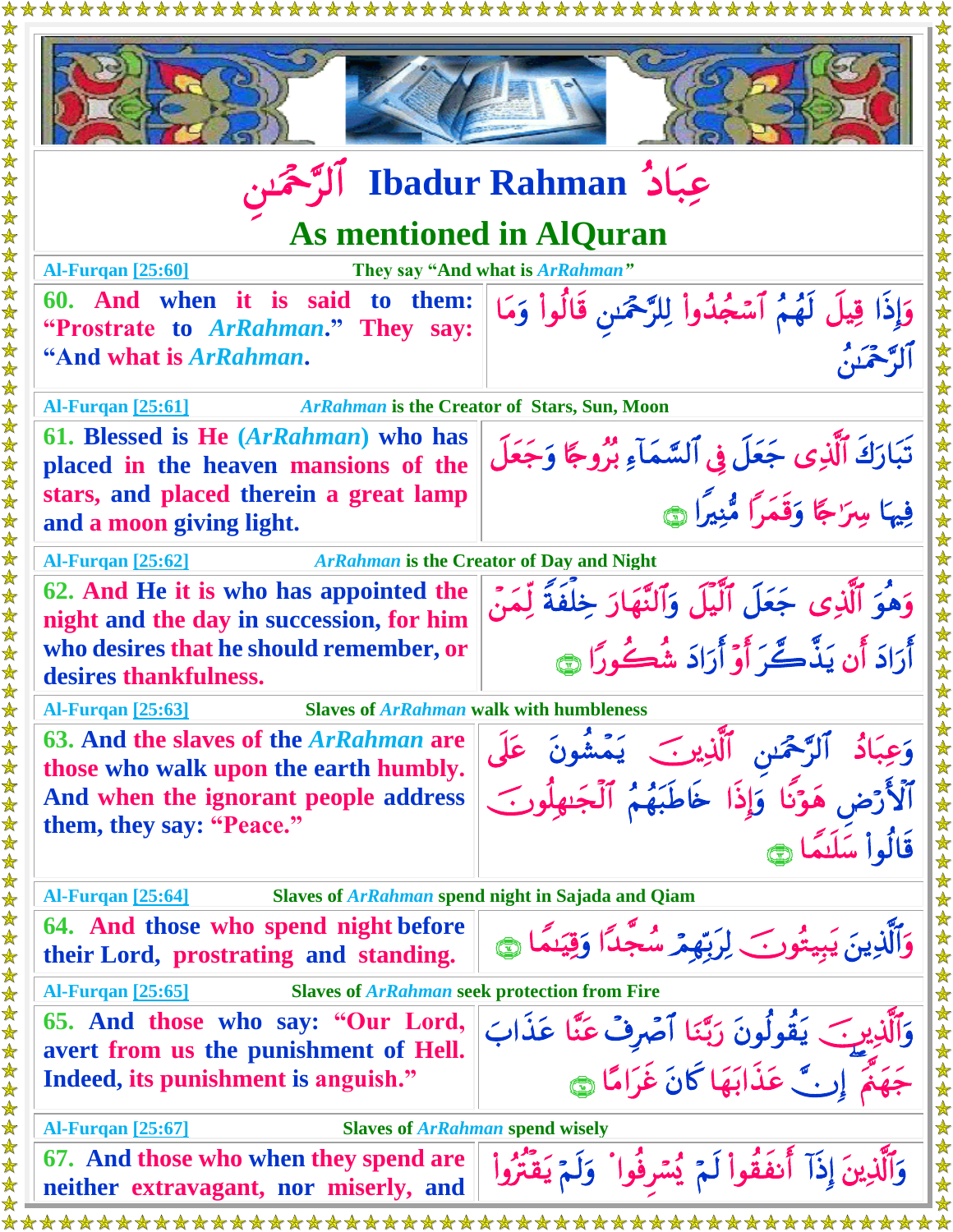# عِبَادُ ٱلرَّحۡمَٰنِ Ibadur Rahman

## As mentioned in AlQuran

**Al-Furqan [25:60]** They say "And what is *ArRahman*"

| | |
|---|---|
| **60. And when it is said to them: "Prostrate to *ArRahman*." They say: "And what is *ArRahman*.** | وَإِذَا قِيلَ لَهُمُ ٱسۡجُدُواْ لِلرَّحۡمَٰنِ قَالُواْ وَمَا ٱلرَّحۡمَٰنُ |

**Al-Furqan [25:61]** *ArRahman* is the Creator of Stars, Sun, Moon

| | |
|---|---|
| **61. Blessed is He (*ArRahman*) who has placed in the heaven mansions of the stars, and placed therein a great lamp and a moon giving light.** | تَبَارَكَ ٱلَّذِي جَعَلَ فِي ٱلسَّمَآءِ بُرُوجٗا وَجَعَلَ فِيهَا سِرَٰجٗا وَقَمَرٗا مُّنِيرٗا ﴿٦١﴾ |

**Al-Furqan [25:62]** *ArRahman* is the Creator of Day and Night

| | |
|---|---|
| **62. And He it is who has appointed the night and the day in succession, for him who desires that he should remember, or desires thankfulness.** | وَهُوَ ٱلَّذِي جَعَلَ ٱلَّيۡلَ وَٱلنَّهَارَ خِلۡفَةٗ لِّمَنۡ أَرَادَ أَن يَذَّكَّرَ أَوۡ أَرَادَ شُكُورٗا ﴿٦٢﴾ |

**Al-Furqan [25:63]** Slaves of *ArRahman* walk with humbleness

| | |
|---|---|
| **63. And the slaves of the *ArRahman* are those who walk upon the earth humbly. And when the ignorant people address them, they say: "Peace."** | وَعِبَادُ ٱلرَّحۡمَٰنِ ٱلَّذِينَ يَمۡشُونَ عَلَى ٱلۡأَرۡضِ هَوۡنٗا وَإِذَا خَاطَبَهُمُ ٱلۡجَٰهِلُونَ قَالُواْ سَلَٰمٗا ﴿٦٣﴾ |

**Al-Furqan [25:64]** Slaves of *ArRahman* spend night in Sajada and Qiam

| | |
|---|---|
| **64. And those who spend night before their Lord, prostrating and standing.** | وَٱلَّذِينَ يَبِيتُونَ لِرَبِّهِمۡ سُجَّدٗا وَقِيَٰمٗا ﴿٦٤﴾ |

**Al-Furqan [25:65]** Slaves of *ArRahman* seek protection from Fire

| | |
|---|---|
| **65. And those who say: "Our Lord, avert from us the punishment of Hell. Indeed, its punishment is anguish."** | وَٱلَّذِينَ يَقُولُونَ رَبَّنَا ٱصۡرِفۡ عَنَّا عَذَابَ جَهَنَّمَۖ إِنَّ عَذَابَهَا كَانَ غَرَامًا ﴿٦٥﴾ |

**Al-Furqan [25:67]** Slaves of *ArRahman* spend wisely

| | |
|---|---|
| **67. And those who when they spend are neither extravagant, nor miserly, and** | وَٱلَّذِينَ إِذَآ أَنفَقُواْ لَمۡ يُسۡرِفُواْ وَلَمۡ يَقۡتُرُواْ |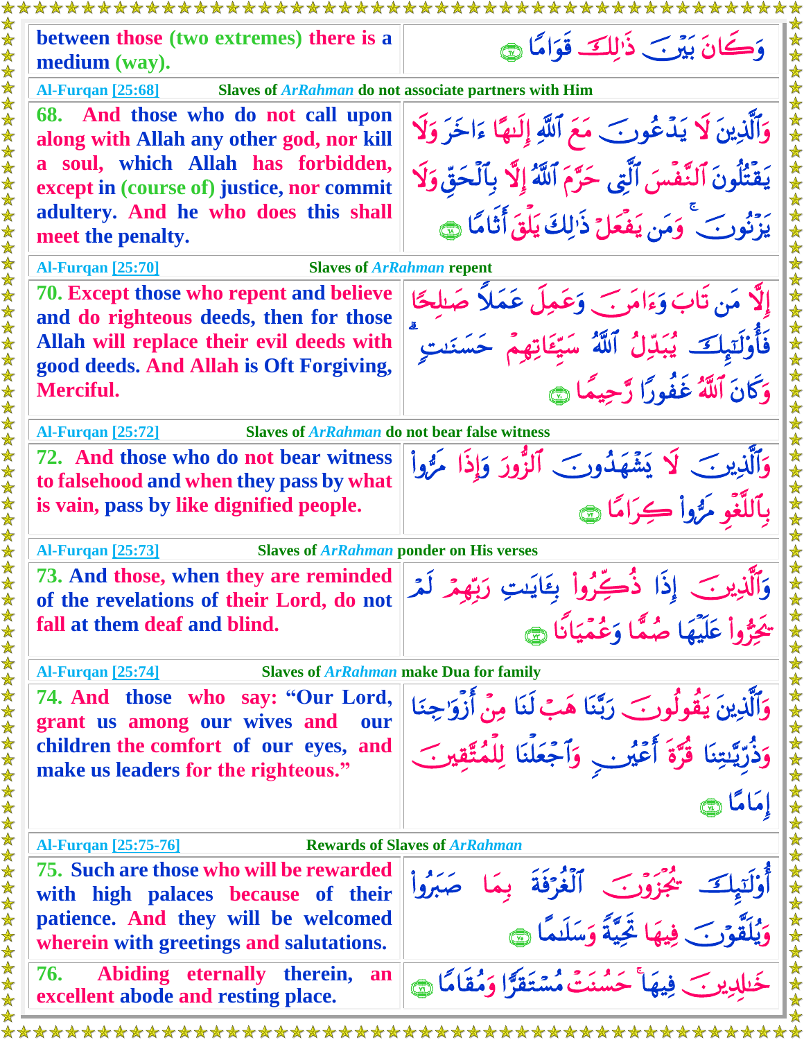| | |
|---|---|
| between those (two extremes) there is a medium (way). | وَكَانَ بَيْنَ ذَٰلِكَ قَوَامًا ﴿٦٧﴾ |

**Al-Furqan [25:68]** — **Slaves of *ArRahman* do not associate partners with Him**

| | |
|---|---|
| 68. And those who do not call upon along with Allah any other god, nor kill a soul, which Allah has forbidden, except in (course of) justice, nor commit adultery. And he who does this shall meet the penalty. | وَٱلَّذِينَ لَا يَدْعُونَ مَعَ ٱللَّهِ إِلَٰهًا ءَاخَرَ وَلَا يَقْتُلُونَ ٱلنَّفْسَ ٱلَّتِى حَرَّمَ ٱللَّهُ إِلَّا بِٱلْحَقِّ وَلَا يَزْنُونَ ۚ وَمَن يَفْعَلْ ذَٰلِكَ يَلْقَ أَثَامًا ﴿٦٨﴾ |

**Al-Furqan [25:70]** — **Slaves of *ArRahman* repent**

| | |
|---|---|
| 70. Except those who repent and believe and do righteous deeds, then for those Allah will replace their evil deeds with good deeds. And Allah is Oft Forgiving, Merciful. | إِلَّا مَن تَابَ وَءَامَنَ وَعَمِلَ عَمَلًا صَٰلِحًا فَأُو۟لَٰٓئِكَ يُبَدِّلُ ٱللَّهُ سَيِّـَٔاتِهِمْ حَسَنَٰتٍ ۗ وَكَانَ ٱللَّهُ غَفُورًا رَّحِيمًا ﴿٧٠﴾ |

**Al-Furqan [25:72]** — **Slaves of *ArRahman* do not bear false witness**

| | |
|---|---|
| 72. And those who do not bear witness to falsehood and when they pass by what is vain, pass by like dignified people. | وَٱلَّذِينَ لَا يَشْهَدُونَ ٱلزُّورَ وَإِذَا مَرُّوا۟ بِٱللَّغْوِ مَرُّوا۟ كِرَامًا ﴿٧٢﴾ |

**Al-Furqan [25:73]** — **Slaves of *ArRahman* ponder on His verses**

| | |
|---|---|
| 73. And those, when they are reminded of the revelations of their Lord, do not fall at them deaf and blind. | وَٱلَّذِينَ إِذَا ذُكِّرُوا۟ بِـَٔايَٰتِ رَبِّهِمْ لَمْ يَخِرُّوا۟ عَلَيْهَا صُمًّا وَعُمْيَانًا ﴿٧٣﴾ |

**Al-Furqan [25:74]** — **Slaves of *ArRahman* make Dua for family**

| | |
|---|---|
| 74. And those who say: "Our Lord, grant us among our wives and our children the comfort of our eyes, and make us leaders for the righteous." | وَٱلَّذِينَ يَقُولُونَ رَبَّنَا هَبْ لَنَا مِنْ أَزْوَٰجِنَا وَذُرِّيَّٰتِنَا قُرَّةَ أَعْيُنٍ وَٱجْعَلْنَا لِلْمُتَّقِينَ إِمَامًا ﴿٧٤﴾ |

**Al-Furqan [25:75-76]** — **Rewards of Slaves of *ArRahman***

| | |
|---|---|
| 75. Such are those who will be rewarded with high palaces because of their patience. And they will be welcomed wherein with greetings and salutations. | أُو۟لَٰٓئِكَ يُجْزَوْنَ ٱلْغُرْفَةَ بِمَا صَبَرُوا۟ وَيُلَقَّوْنَ فِيهَا تَحِيَّةً وَسَلَٰمًا ﴿٧٥﴾ |
| 76. Abiding eternally therein, an excellent abode and resting place. | خَٰلِدِينَ فِيهَا ۚ حَسُنَتْ مُسْتَقَرًّا وَمُقَامًا ﴿٧٦﴾ |